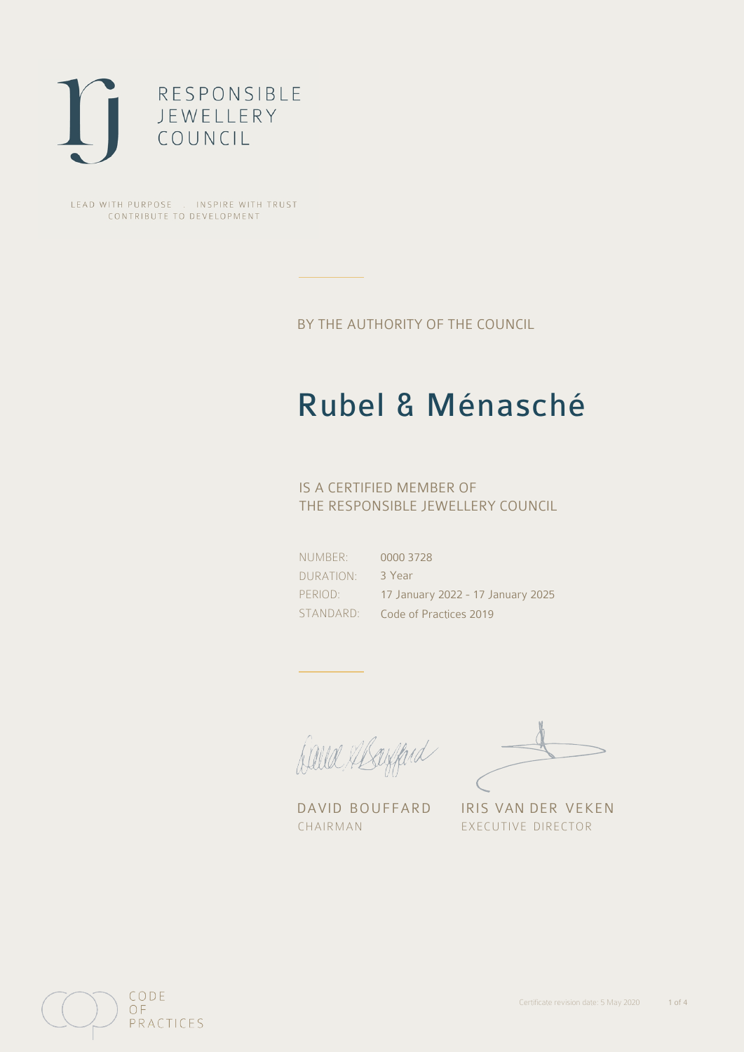RESPONSIBLE
JEWELLERY
COUNCIL

LEAD WITH PURPOSE . INSPIRE WITH TRUST
CONTRIBUTE TO DEVELOPMENT

BY THE AUTHORITY OF THE COUNCIL

# Rubel & Ménasché

IS A CERTIFIED MEMBER OF
THE RESPONSIBLE JEWELLERY COUNCIL

| | |
|---|---|
| NUMBER: | 0000 3728 |
| DURATION: | 3 Year |
| PERIOD: | 17 January 2022 - 17 January 2025 |
| STANDARD: | Code of Practices 2019 |

DAVID BOUFFARD
CHAIRMAN

IRIS VAN DER VEKEN
EXECUTIVE DIRECTOR

CODE
OF
PRACTICES

Certificate revision date: 5 May 2020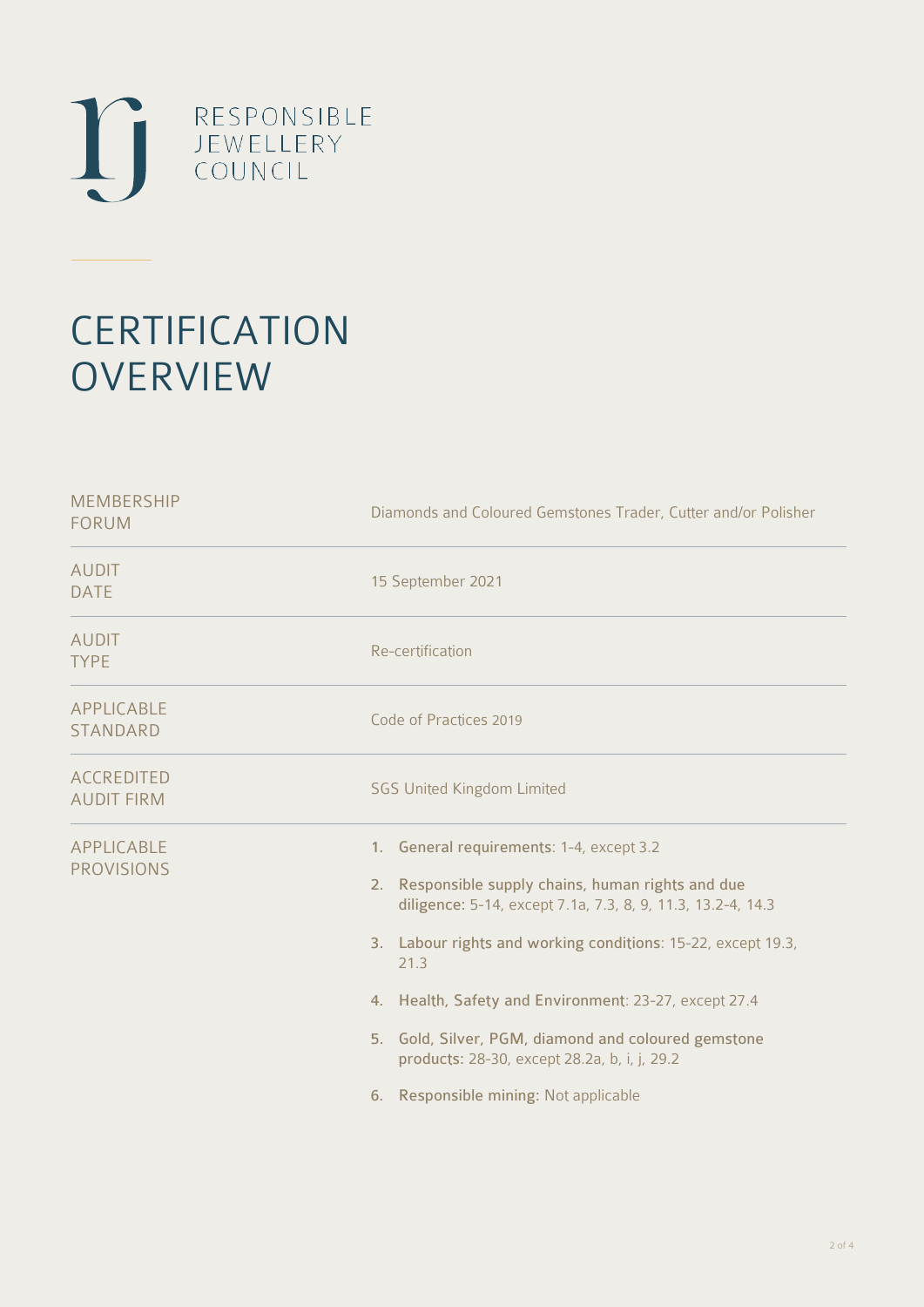RESPONSIBLE JEWELLERY COUNCIL

# CERTIFICATION OVERVIEW

| | |
|---|---|
| MEMBERSHIP FORUM | Diamonds and Coloured Gemstones Trader, Cutter and/or Polisher |
| AUDIT DATE | 15 September 2021 |
| AUDIT TYPE | Re-certification |
| APPLICABLE STANDARD | Code of Practices 2019 |
| ACCREDITED AUDIT FIRM | SGS United Kingdom Limited |
| APPLICABLE PROVISIONS | 1. **General requirements**: 1-4, except 3.2<br>2. **Responsible supply chains, human rights and due diligence**: 5-14, except 7.1a, 7.3, 8, 9, 11.3, 13.2-4, 14.3<br>3. **Labour rights and working conditions**: 15-22, except 19.3, 21.3<br>4. **Health, Safety and Environment**: 23-27, except 27.4<br>5. **Gold, Silver, PGM, diamond and coloured gemstone products**: 28-30, except 28.2a, b, i, j, 29.2<br>6. **Responsible mining**: Not applicable |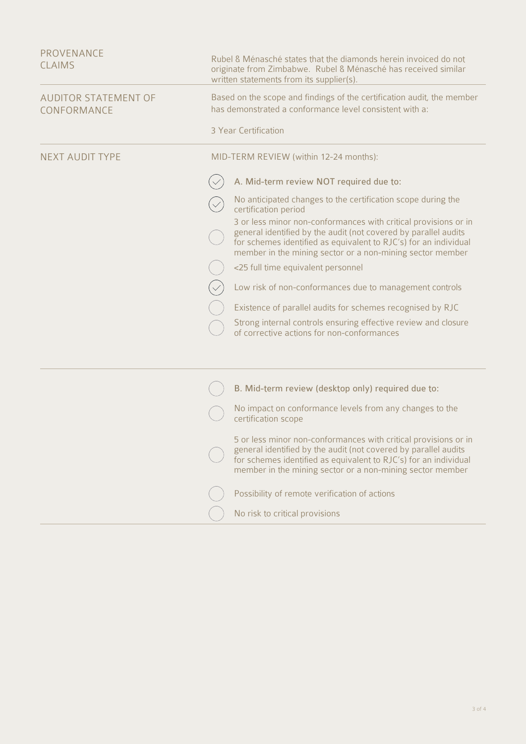| | |
|---|---|
| PROVENANCE CLAIMS | Rubel & Ménasché states that the diamonds herein invoiced do not originate from Zimbabwe. Rubel & Ménasché has received similar written statements from its supplier(s). |
| AUDITOR STATEMENT OF CONFORMANCE | Based on the scope and findings of the certification audit, the member has demonstrated a conformance level consistent with a:<br><br>3 Year Certification |
| NEXT AUDIT TYPE | MID-TERM REVIEW (within 12-24 months): |

- [x] A. Mid-term review NOT required due to:
- [x] No anticipated changes to the certification scope during the certification period
- [ ] 3 or less minor non-conformances with critical provisions or in general identified by the audit (not covered by parallel audits for schemes identified as equivalent to RJC's) for an individual member in the mining sector or a non-mining sector member
- [ ] <25 full time equivalent personnel
- [x] Low risk of non-conformances due to management controls
- [ ] Existence of parallel audits for schemes recognised by RJC
- [ ] Strong internal controls ensuring effective review and closure of corrective actions for non-conformances

---

- [ ] B. Mid-term review (desktop only) required due to:
- [ ] No impact on conformance levels from any changes to the certification scope
- [ ] 5 or less minor non-conformances with critical provisions or in general identified by the audit (not covered by parallel audits for schemes identified as equivalent to RJC's) for an individual member in the mining sector or a non-mining sector member
- [ ] Possibility of remote verification of actions
- [ ] No risk to critical provisions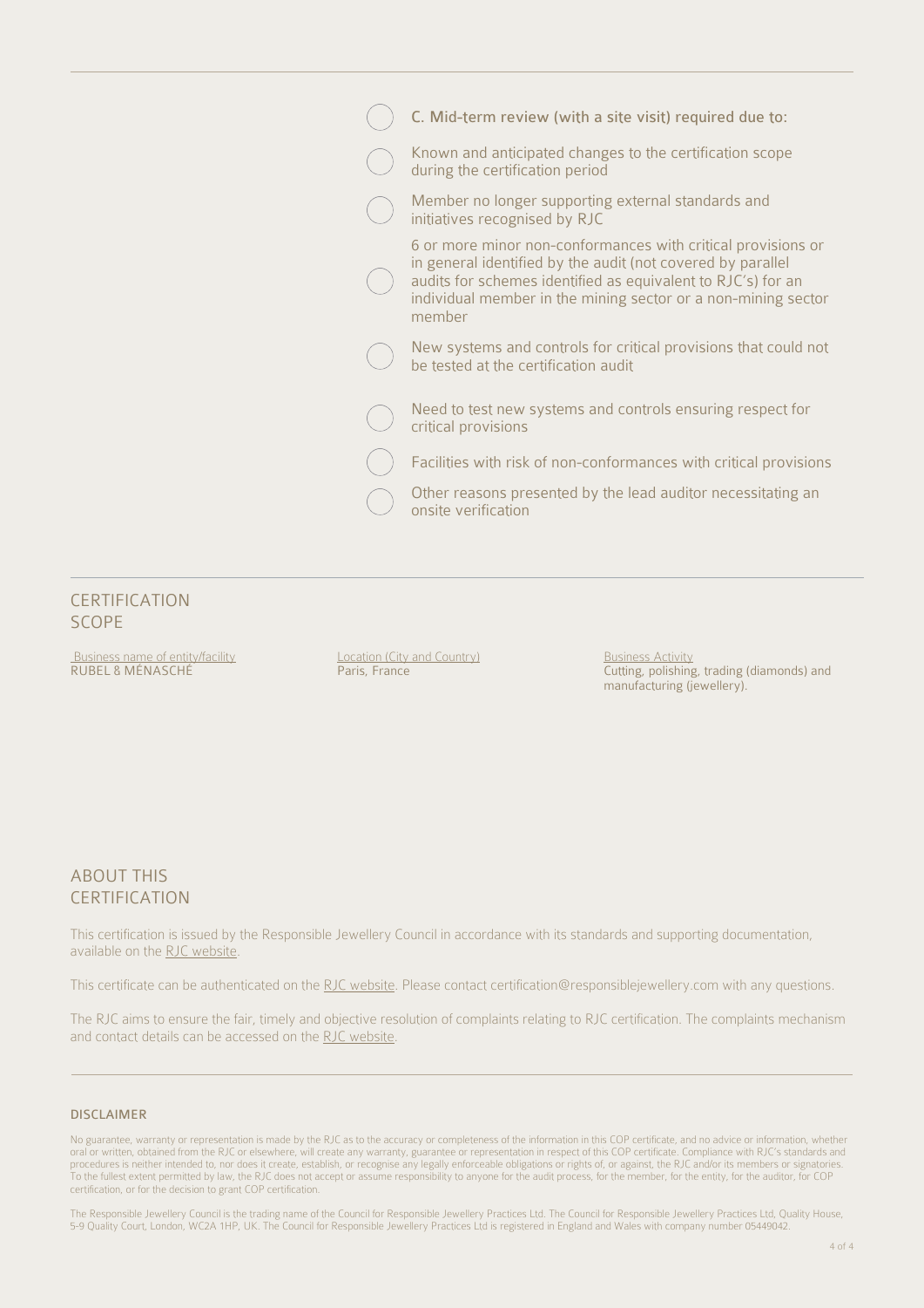C. Mid-term review (with a site visit) required due to:

- ◯ Known and anticipated changes to the certification scope during the certification period
- ◯ Member no longer supporting external standards and initiatives recognised by RJC
- ◯ 6 or more minor non-conformances with critical provisions or in general identified by the audit (not covered by parallel audits for schemes identified as equivalent to RJC's) for an individual member in the mining sector or a non-mining sector member
- ◯ New systems and controls for critical provisions that could not be tested at the certification audit
- ◯ Need to test new systems and controls ensuring respect for critical provisions
- ◯ Facilities with risk of non-conformances with critical provisions
- ◯ Other reasons presented by the lead auditor necessitating an onsite verification

## CERTIFICATION SCOPE

| Business name of entity/facility | Location (City and Country) | Business Activity |
| --- | --- | --- |
| RUBEL & MÉNASCHÉ | Paris, France | Cutting, polishing, trading (diamonds) and manufacturing (jewellery). |

## ABOUT THIS CERTIFICATION

This certification is issued by the Responsible Jewellery Council in accordance with its standards and supporting documentation, available on the RJC website.

This certificate can be authenticated on the RJC website. Please contact certification@responsiblejewellery.com with any questions.

The RJC aims to ensure the fair, timely and objective resolution of complaints relating to RJC certification. The complaints mechanism and contact details can be accessed on the RJC website.

### DISCLAIMER

No guarantee, warranty or representation is made by the RJC as to the accuracy or completeness of the information in this COP certificate, and no advice or information, whether oral or written, obtained from the RJC or elsewhere, will create any warranty, guarantee or representation in respect of this COP certificate. Compliance with RJC's standards and procedures is neither intended to, nor does it create, establish, or recognise any legally enforceable obligations or rights of, or against, the RJC and/or its members or signatories. To the fullest extent permitted by law, the RJC does not accept or assume responsibility to anyone for the audit process, for the member, for the entity, for the auditor, for COP certification, or for the decision to grant COP certification.

The Responsible Jewellery Council is the trading name of the Council for Responsible Jewellery Practices Ltd. The Council for Responsible Jewellery Practices Ltd, Quality House, 5-9 Quality Court, London, WC2A 1HP, UK. The Council for Responsible Jewellery Practices Ltd is registered in England and Wales with company number 05449042.